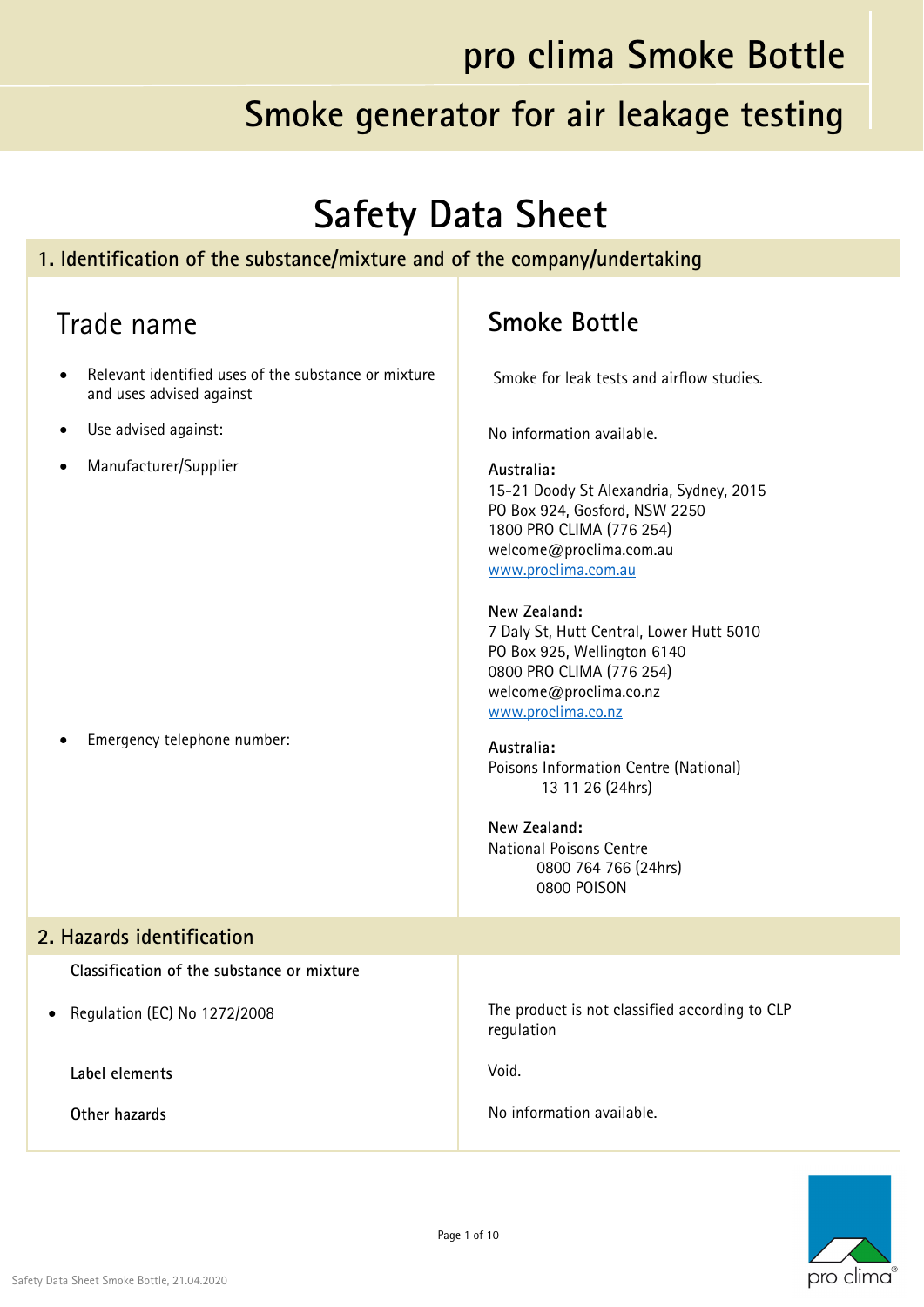# pro clima Smoke Bottle

## Smoke generator for air leakage testing

# Safety Data Sheet

## 1. Identification of the substance/mixture and of the company/undertaking

| Trade name | Smoke Bottle |
|---|---|
| • Relevant identified uses of the substance or mixture and uses advised against | Smoke for leak tests and airflow studies. |
| • Use advised against: | No information available. |
| • Manufacturer/Supplier | **Australia:**<br>15-21 Doody St Alexandria, Sydney, 2015<br>PO Box 924, Gosford, NSW 2250<br>1800 PRO CLIMA (776 254)<br>welcome@proclima.com.au<br>www.proclima.com.au<br><br>**New Zealand:**<br>7 Daly St, Hutt Central, Lower Hutt 5010<br>PO Box 925, Wellington 6140<br>0800 PRO CLIMA (776 254)<br>welcome@proclima.co.nz<br>www.proclima.co.nz |
| • Emergency telephone number: | **Australia:**<br>Poisons Information Centre (National)<br>13 11 26 (24hrs)<br><br>**New Zealand:**<br>National Poisons Centre<br>0800 764 766 (24hrs)<br>0800 POISON |

## 2. Hazards identification

| **Classification of the substance or mixture** | |
|---|---|
| • Regulation (EC) No 1272/2008 | The product is not classified according to CLP regulation |
| **Label elements** | Void. |
| **Other hazards** | No information available. |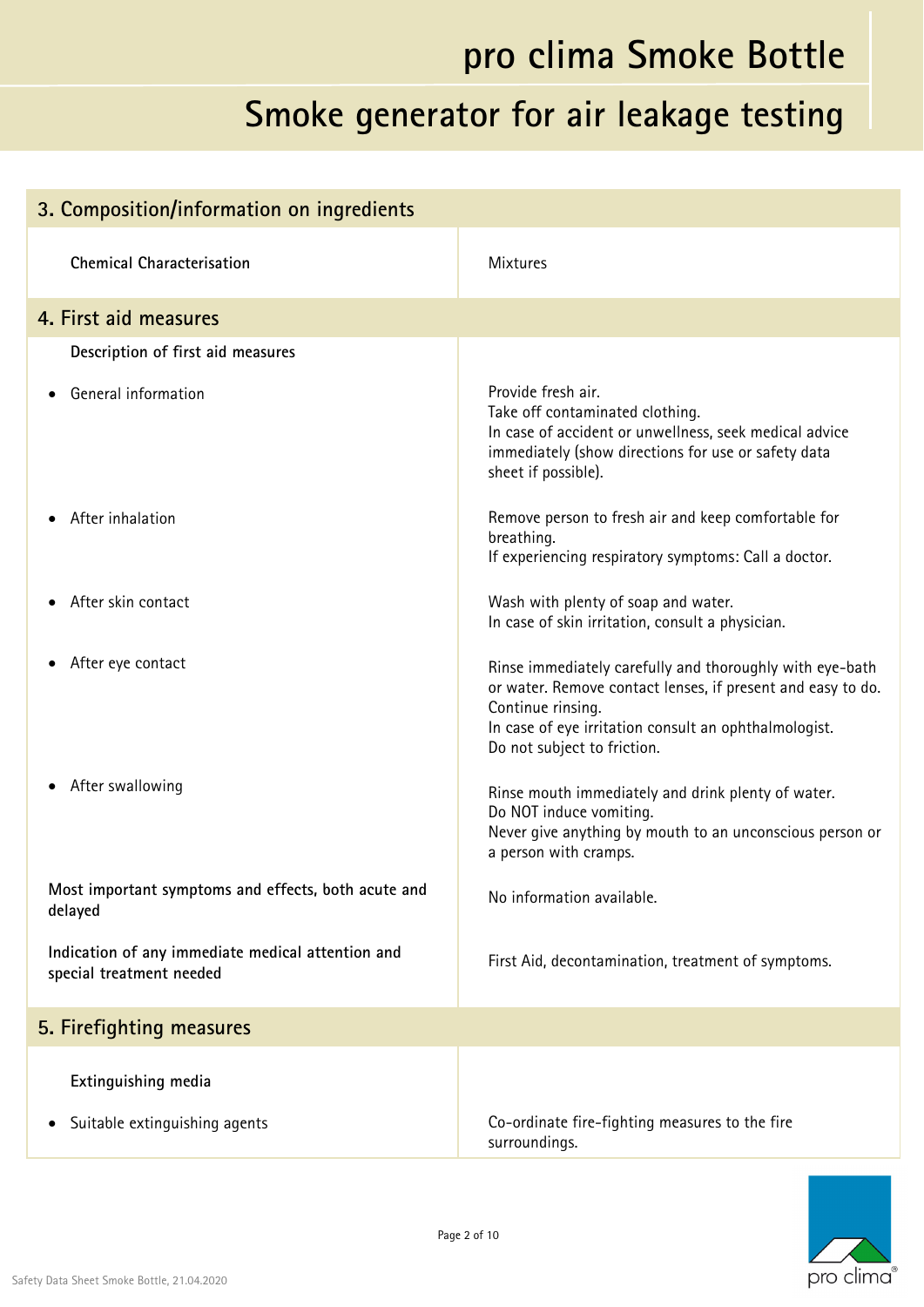## 3. Composition/information on ingredients

| | |
|---|---|
| **Chemical Characterisation** | Mixtures |

## 4. First aid measures

| | |
|---|---|
| **Description of first aid measures** | |
| • General information | Provide fresh air.<br>Take off contaminated clothing.<br>In case of accident or unwellness, seek medical advice immediately (show directions for use or safety data sheet if possible). |
| • After inhalation | Remove person to fresh air and keep comfortable for breathing.<br>If experiencing respiratory symptoms: Call a doctor. |
| • After skin contact | Wash with plenty of soap and water.<br>In case of skin irritation, consult a physician. |
| • After eye contact | Rinse immediately carefully and thoroughly with eye-bath or water. Remove contact lenses, if present and easy to do. Continue rinsing.<br>In case of eye irritation consult an ophthalmologist.<br>Do not subject to friction. |
| • After swallowing | Rinse mouth immediately and drink plenty of water.<br>Do NOT induce vomiting.<br>Never give anything by mouth to an unconscious person or a person with cramps. |
| **Most important symptoms and effects, both acute and delayed** | No information available. |
| **Indication of any immediate medical attention and special treatment needed** | First Aid, decontamination, treatment of symptoms. |

## 5. Firefighting measures

| | |
|---|---|
| **Extinguishing media** | |
| • Suitable extinguishing agents | Co-ordinate fire-fighting measures to the fire surroundings. |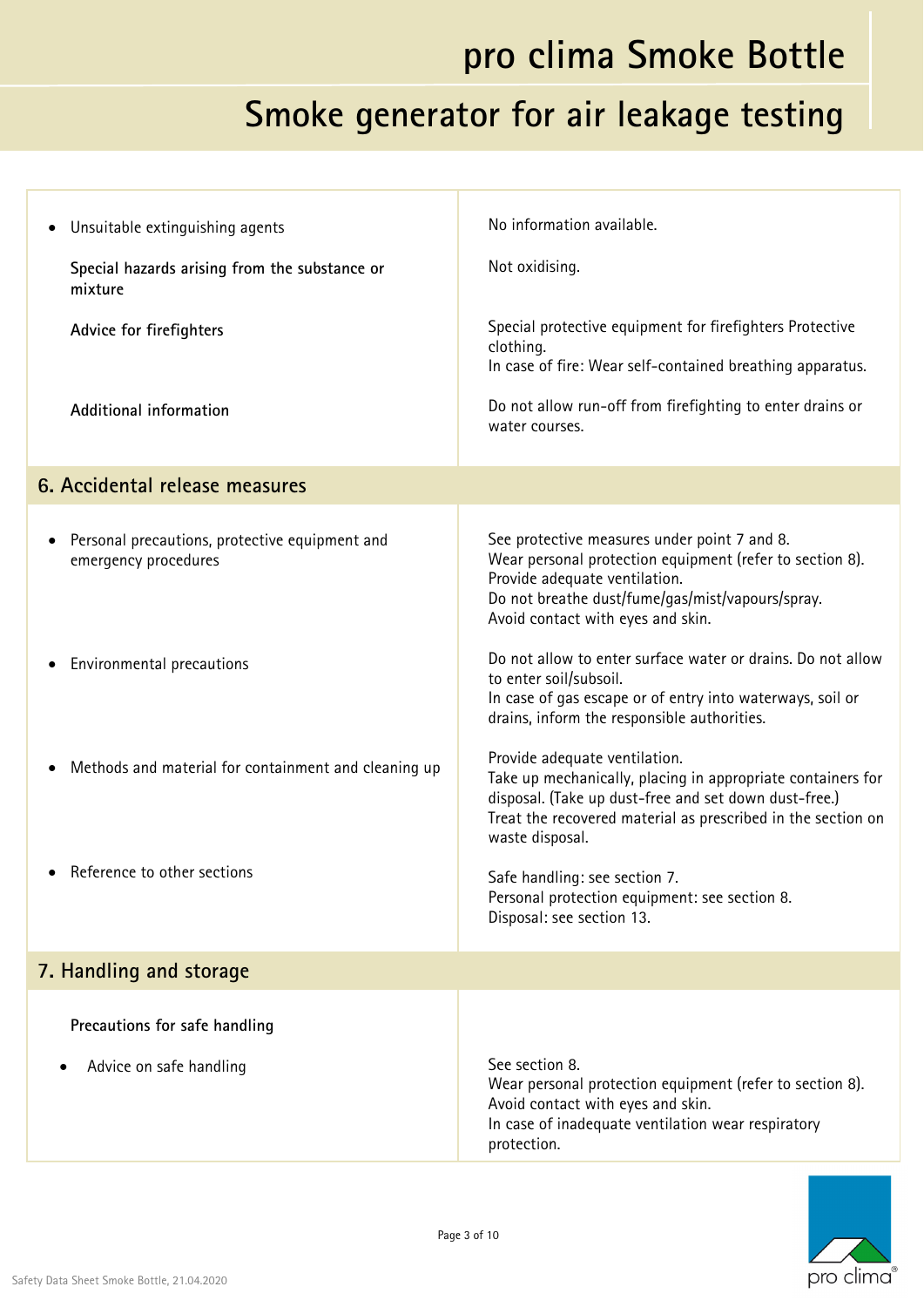| | |
|---|---|
| • Unsuitable extinguishing agents | No information available. |
| **Special hazards arising from the substance or mixture** | Not oxidising. |
| **Advice for firefighters** | Special protective equipment for firefighters Protective clothing.<br>In case of fire: Wear self-contained breathing apparatus. |
| **Additional information** | Do not allow run-off from firefighting to enter drains or water courses. |

## 6. Accidental release measures

| | |
|---|---|
| • Personal precautions, protective equipment and emergency procedures | See protective measures under point 7 and 8.<br>Wear personal protection equipment (refer to section 8).<br>Provide adequate ventilation.<br>Do not breathe dust/fume/gas/mist/vapours/spray.<br>Avoid contact with eyes and skin. |
| • Environmental precautions | Do not allow to enter surface water or drains. Do not allow to enter soil/subsoil.<br>In case of gas escape or of entry into waterways, soil or drains, inform the responsible authorities. |
| • Methods and material for containment and cleaning up | Provide adequate ventilation.<br>Take up mechanically, placing in appropriate containers for disposal. (Take up dust-free and set down dust-free.)<br>Treat the recovered material as prescribed in the section on waste disposal. |
| • Reference to other sections | Safe handling: see section 7.<br>Personal protection equipment: see section 8.<br>Disposal: see section 13. |

## 7. Handling and storage

| | |
|---|---|
| **Precautions for safe handling** | |
| • Advice on safe handling | See section 8.<br>Wear personal protection equipment (refer to section 8).<br>Avoid contact with eyes and skin.<br>In case of inadequate ventilation wear respiratory protection. |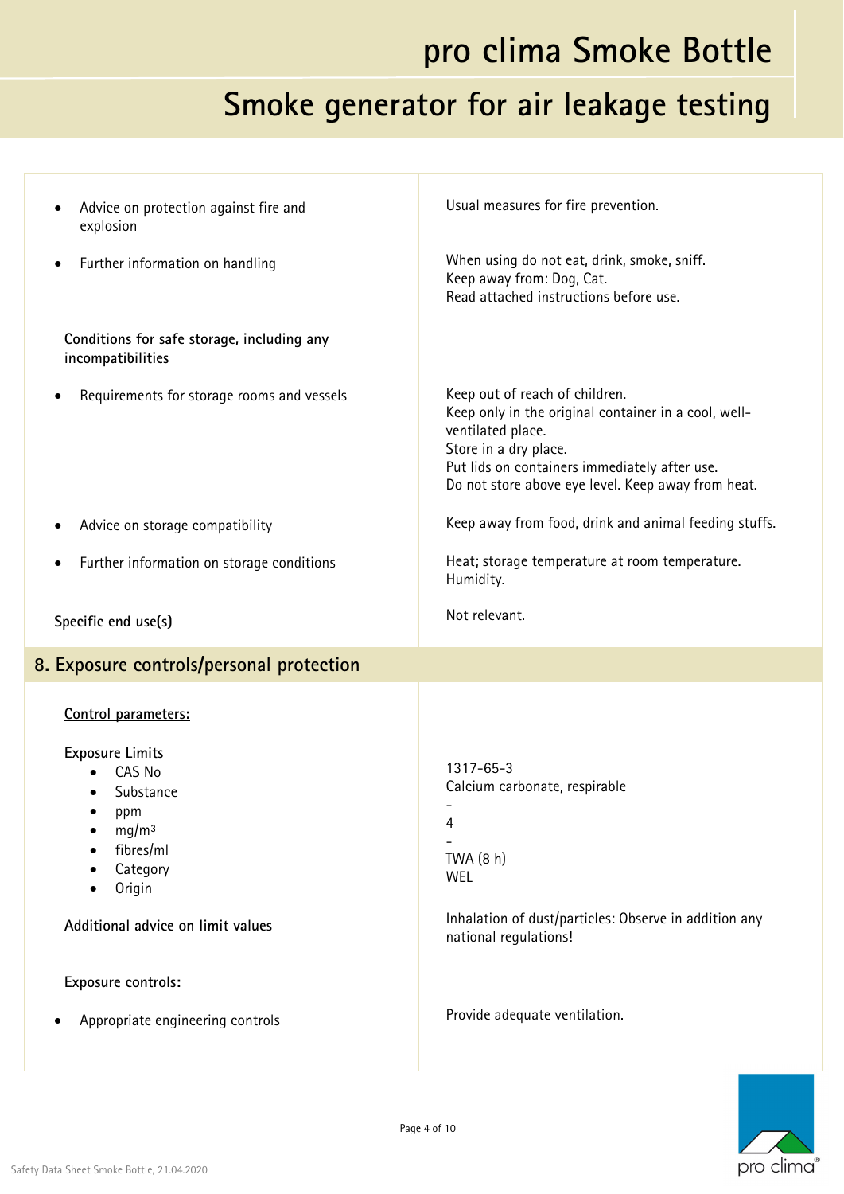| | |
|---|---|
| • Advice on protection against fire and explosion | Usual measures for fire prevention. |
| • Further information on handling | When using do not eat, drink, smoke, sniff.<br>Keep away from: Dog, Cat.<br>Read attached instructions before use. |
| **Conditions for safe storage, including any incompatibilities** | |
| • Requirements for storage rooms and vessels | Keep out of reach of children.<br>Keep only in the original container in a cool, well-ventilated place.<br>Store in a dry place.<br>Put lids on containers immediately after use.<br>Do not store above eye level. Keep away from heat. |
| • Advice on storage compatibility | Keep away from food, drink and animal feeding stuffs. |
| • Further information on storage conditions | Heat; storage temperature at room temperature.<br>Humidity. |
| **Specific end use(s)** | Not relevant. |

## 8. Exposure controls/personal protection

**Control parameters:**

**Exposure Limits**

| | |
|---|---|
| • CAS No | 1317-65-3 |
| • Substance | Calcium carbonate, respirable |
| • ppm | - |
| • mg/m³ | 4 |
| • fibres/ml | - |
| • Category | TWA (8 h) |
| • Origin | WEL |

| | |
|---|---|
| **Additional advice on limit values** | Inhalation of dust/particles: Observe in addition any national regulations! |

**Exposure controls:**

| | |
|---|---|
| • Appropriate engineering controls | Provide adequate ventilation. |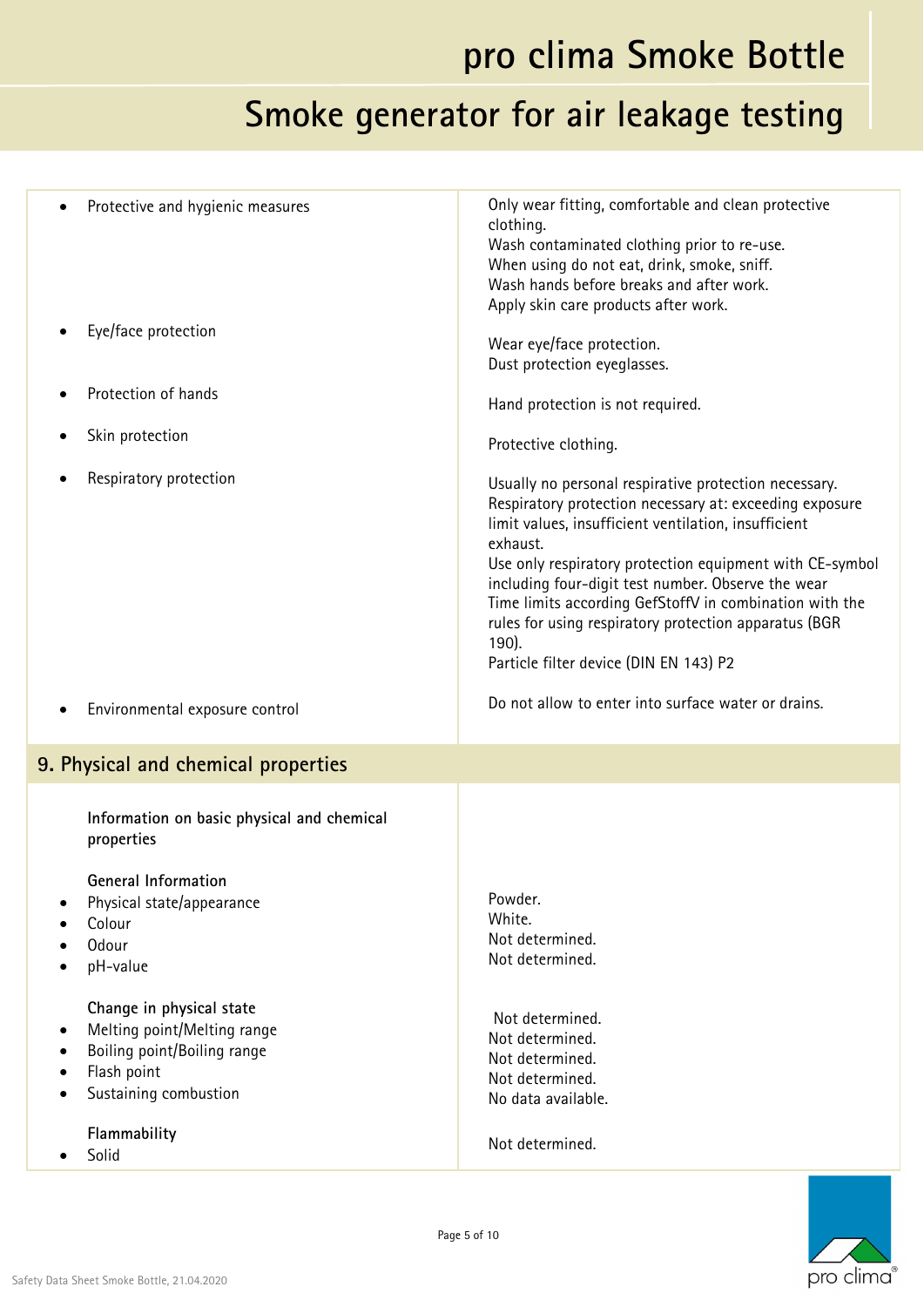| | |
|---|---|
| • Protective and hygienic measures | Only wear fitting, comfortable and clean protective clothing.<br>Wash contaminated clothing prior to re-use.<br>When using do not eat, drink, smoke, sniff.<br>Wash hands before breaks and after work.<br>Apply skin care products after work. |
| • Eye/face protection | Wear eye/face protection.<br>Dust protection eyeglasses. |
| • Protection of hands | Hand protection is not required. |
| • Skin protection | Protective clothing. |
| • Respiratory protection | Usually no personal respirative protection necessary.<br>Respiratory protection necessary at: exceeding exposure limit values, insufficient ventilation, insufficient exhaust.<br>Use only respiratory protection equipment with CE-symbol including four-digit test number. Observe the wear Time limits according GefStoffV in combination with the rules for using respiratory protection apparatus (BGR 190).<br>Particle filter device (DIN EN 143) P2 |
| • Environmental exposure control | Do not allow to enter into surface water or drains. |

## 9. Physical and chemical properties

| | |
|---|---|
| **Information on basic physical and chemical properties** | |
| **General Information** | |
| • Physical state/appearance | Powder. |
| • Colour | White. |
| • Odour | Not determined. |
| • pH-value | Not determined. |
| **Change in physical state** | |
| • Melting point/Melting range | Not determined. |
| • Boiling point/Boiling range | Not determined. |
| • Flash point | Not determined. |
| • Sustaining combustion | Not determined. |
| | No data available. |
| **Flammability** | |
| • Solid | Not determined. |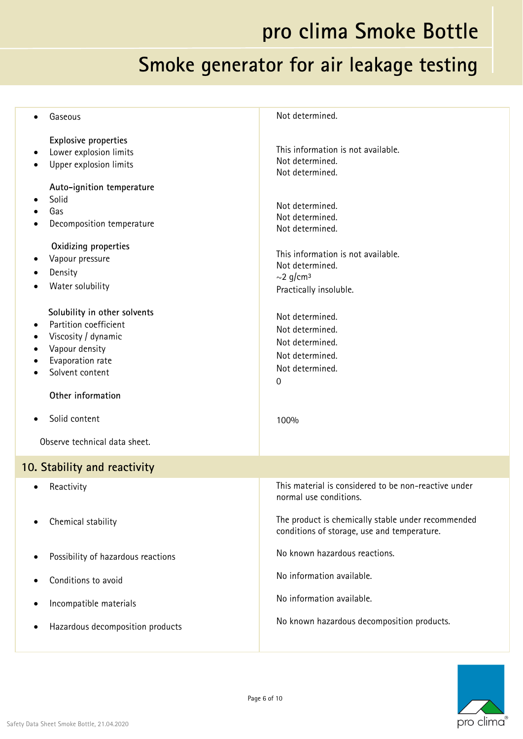| | |
|---|---|
| • Gaseous | Not determined. |
| **Explosive properties** | |
| • Lower explosion limits | This information is not available. |
| • Upper explosion limits | Not determined. |
| | Not determined. |
| **Auto-ignition temperature** | |
| • Solid | Not determined. |
| • Gas | Not determined. |
| • Decomposition temperature | Not determined. |
| **Oxidizing properties** | This information is not available. |
| • Vapour pressure | Not determined. |
| • Density | ~2 g/cm³ |
| • Water solubility | Practically insoluble. |
| **Solubility in other solvents** | Not determined. |
| • Partition coefficient | Not determined. |
| • Viscosity / dynamic | Not determined. |
| • Vapour density | Not determined. |
| • Evaporation rate | Not determined. |
| • Solvent content | 0 |
| **Other information** | |
| • Solid content | 100% |
| Observe technical data sheet. | |

## 10. Stability and reactivity

| | |
|---|---|
| • Reactivity | This material is considered to be non-reactive under normal use conditions. |
| • Chemical stability | The product is chemically stable under recommended conditions of storage, use and temperature. |
| • Possibility of hazardous reactions | No known hazardous reactions. |
| • Conditions to avoid | No information available. |
| • Incompatible materials | No information available. |
| • Hazardous decomposition products | No known hazardous decomposition products. |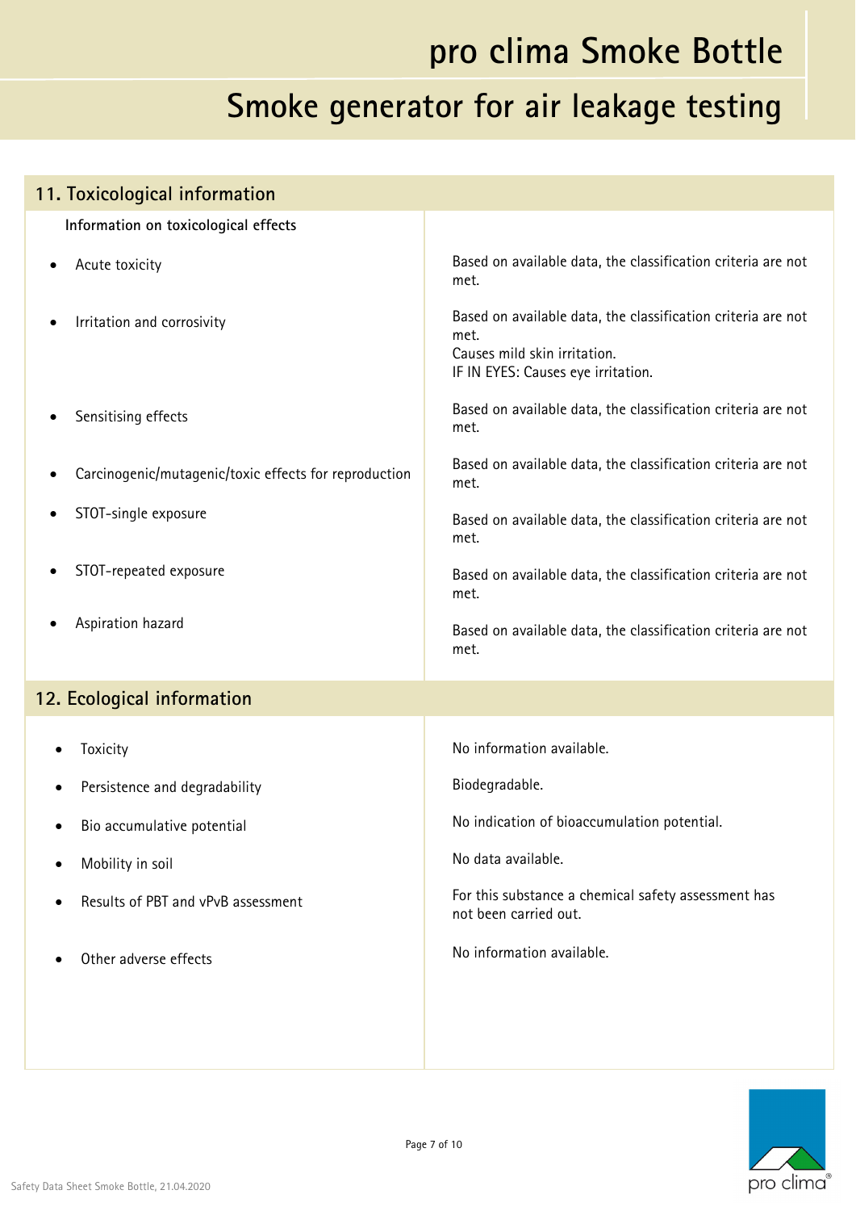## 11. Toxicological information

| Information on toxicological effects | |
|---|---|
| • Acute toxicity | Based on available data, the classification criteria are not met. |
| • Irritation and corrosivity | Based on available data, the classification criteria are not met.<br>Causes mild skin irritation.<br>IF IN EYES: Causes eye irritation. |
| • Sensitising effects | Based on available data, the classification criteria are not met. |
| • Carcinogenic/mutagenic/toxic effects for reproduction | Based on available data, the classification criteria are not met. |
| • STOT-single exposure | Based on available data, the classification criteria are not met. |
| • STOT-repeated exposure | Based on available data, the classification criteria are not met. |
| • Aspiration hazard | Based on available data, the classification criteria are not met. |

## 12. Ecological information

| | |
|---|---|
| • Toxicity | No information available. |
| • Persistence and degradability | Biodegradable. |
| • Bio accumulative potential | No indication of bioaccumulation potential. |
| • Mobility in soil | No data available. |
| • Results of PBT and vPvB assessment | For this substance a chemical safety assessment has not been carried out. |
| • Other adverse effects | No information available. |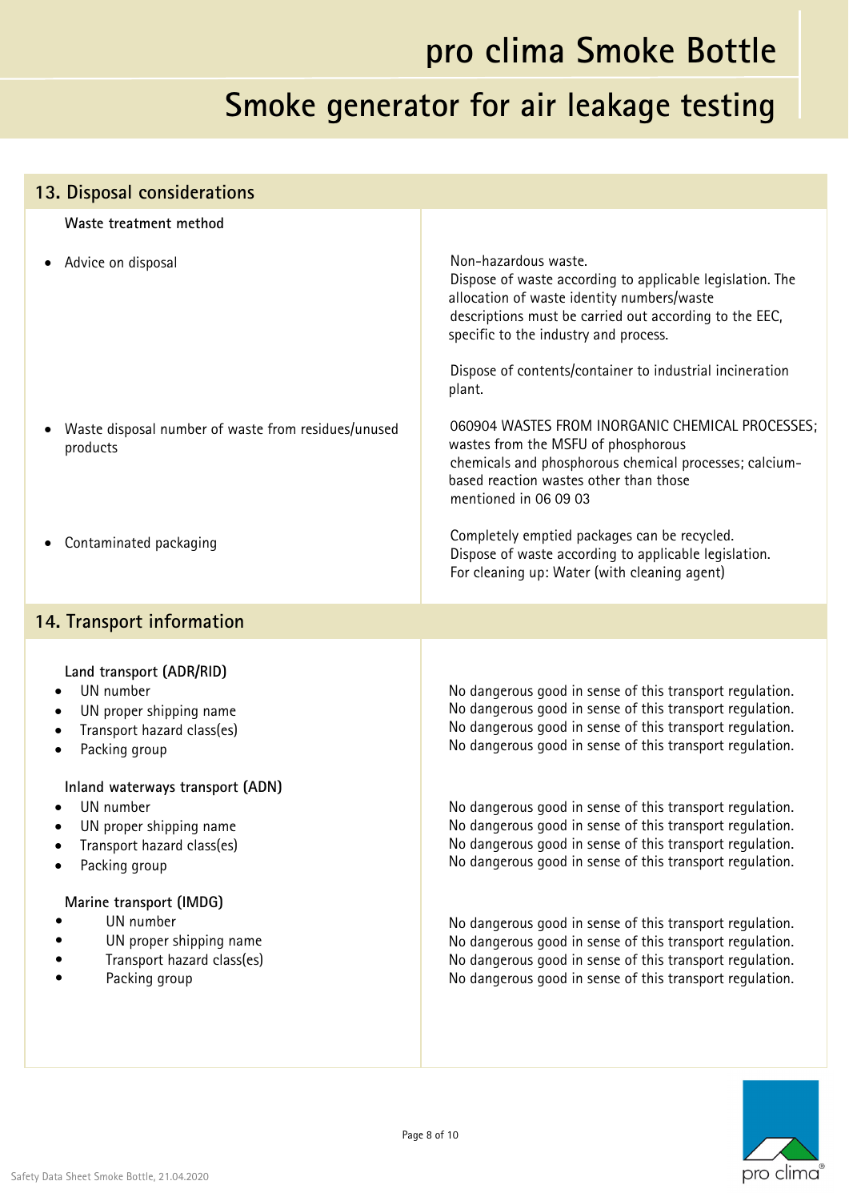## 13. Disposal considerations

| Waste treatment method | |
|---|---|
| • Advice on disposal | Non-hazardous waste.<br>Dispose of waste according to applicable legislation. The allocation of waste identity numbers/waste descriptions must be carried out according to the EEC, specific to the industry and process.<br><br>Dispose of contents/container to industrial incineration plant. |
| • Waste disposal number of waste from residues/unused products | 060904 WASTES FROM INORGANIC CHEMICAL PROCESSES; wastes from the MSFU of phosphorous chemicals and phosphorous chemical processes; calcium-based reaction wastes other than those mentioned in 06 09 03 |
| • Contaminated packaging | Completely emptied packages can be recycled.<br>Dispose of waste according to applicable legislation.<br>For cleaning up: Water (with cleaning agent) |

## 14. Transport information

| | |
|---|---|
| **Land transport (ADR/RID)** | |
| • UN number | No dangerous good in sense of this transport regulation. |
| • UN proper shipping name | No dangerous good in sense of this transport regulation. |
| • Transport hazard class(es) | No dangerous good in sense of this transport regulation. |
| • Packing group | No dangerous good in sense of this transport regulation. |
| **Inland waterways transport (ADN)** | |
| • UN number | No dangerous good in sense of this transport regulation. |
| • UN proper shipping name | No dangerous good in sense of this transport regulation. |
| • Transport hazard class(es) | No dangerous good in sense of this transport regulation. |
| • Packing group | No dangerous good in sense of this transport regulation. |
| **Marine transport (IMDG)** | |
| • UN number | No dangerous good in sense of this transport regulation. |
| • UN proper shipping name | No dangerous good in sense of this transport regulation. |
| • Transport hazard class(es) | No dangerous good in sense of this transport regulation. |
| • Packing group | No dangerous good in sense of this transport regulation. |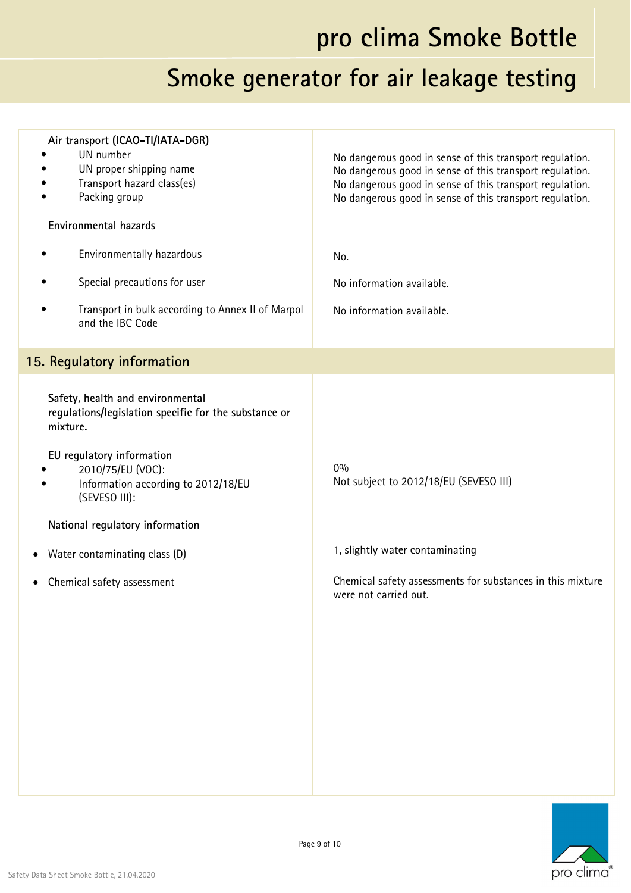**Air transport (ICAO-TI/IATA-DGR)**

| | |
|---|---|
| • UN number | No dangerous good in sense of this transport regulation. |
| • UN proper shipping name | No dangerous good in sense of this transport regulation. |
| • Transport hazard class(es) | No dangerous good in sense of this transport regulation. |
| • Packing group | No dangerous good in sense of this transport regulation. |

**Environmental hazards**

| | |
|---|---|
| • Environmentally hazardous | No. |
| • Special precautions for user | No information available. |
| • Transport in bulk according to Annex II of Marpol and the IBC Code | No information available. |

## 15. Regulatory information

**Safety, health and environmental regulations/legislation specific for the substance or mixture.**

**EU regulatory information**

| | |
|---|---|
| • 2010/75/EU (VOC): | 0% |
| • Information according to 2012/18/EU (SEVESO III): | Not subject to 2012/18/EU (SEVESO III) |

**National regulatory information**

| | |
|---|---|
| • Water contaminating class (D) | 1, slightly water contaminating |
| • Chemical safety assessment | Chemical safety assessments for substances in this mixture were not carried out. |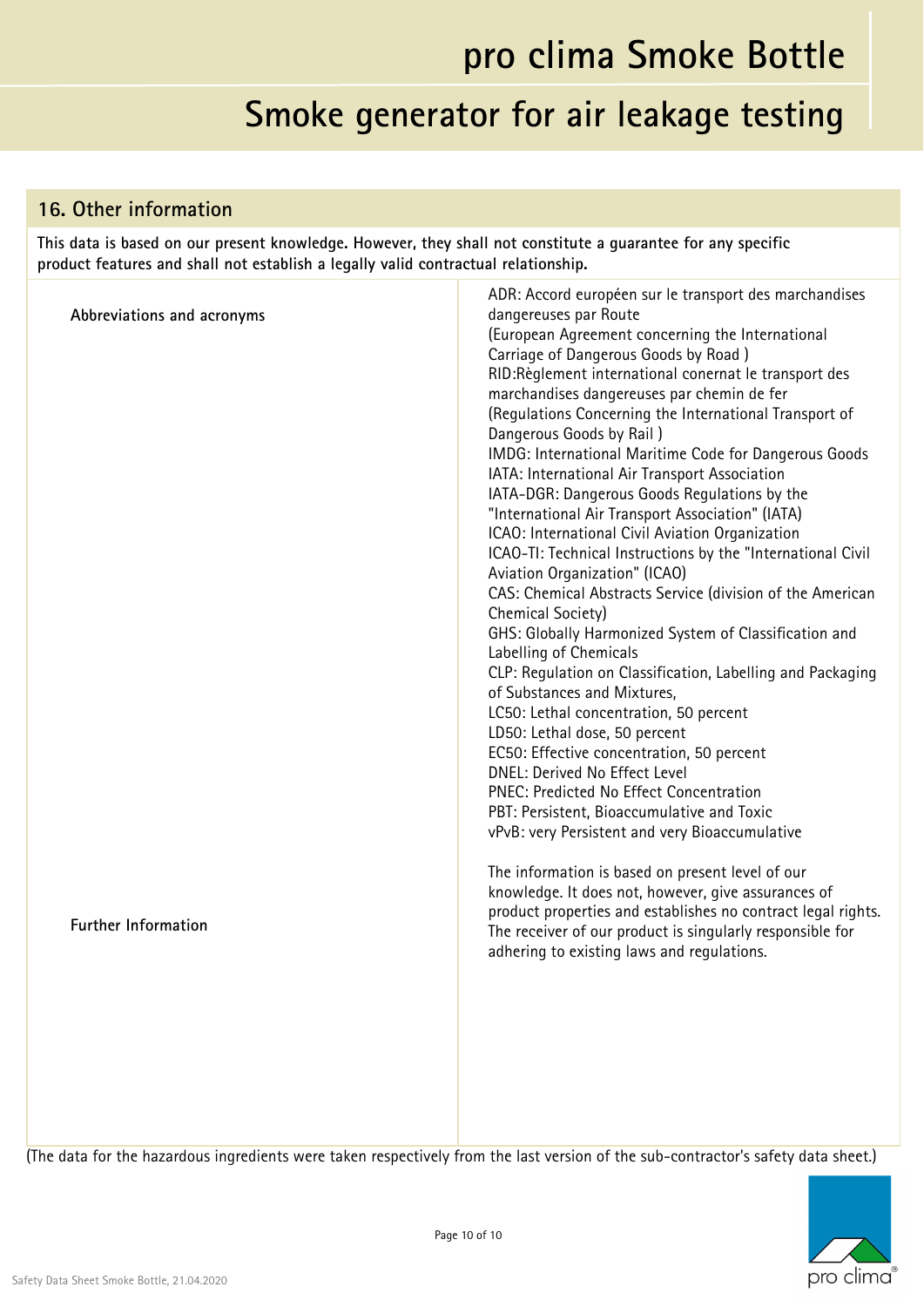## 16. Other information

**This data is based on our present knowledge. However, they shall not constitute a guarantee for any specific product features and shall not establish a legally valid contractual relationship.**

| | |
|---|---|
| **Abbreviations and acronyms** | ADR: Accord européen sur le transport des marchandises dangereuses par Route<br>(European Agreement concerning the International Carriage of Dangerous Goods by Road )<br>RID:Règlement international conernat le transport des marchandises dangereuses par chemin de fer<br>(Regulations Concerning the International Transport of Dangerous Goods by Rail )<br>IMDG: International Maritime Code for Dangerous Goods<br>IATA: International Air Transport Association<br>IATA-DGR: Dangerous Goods Regulations by the "International Air Transport Association" (IATA)<br>ICAO: International Civil Aviation Organization<br>ICAO-TI: Technical Instructions by the "International Civil Aviation Organization" (ICAO)<br>CAS: Chemical Abstracts Service (division of the American Chemical Society)<br>GHS: Globally Harmonized System of Classification and Labelling of Chemicals<br>CLP: Regulation on Classification, Labelling and Packaging of Substances and Mixtures,<br>LC50: Lethal concentration, 50 percent<br>LD50: Lethal dose, 50 percent<br>EC50: Effective concentration, 50 percent<br>DNEL: Derived No Effect Level<br>PNEC: Predicted No Effect Concentration<br>PBT: Persistent, Bioaccumulative and Toxic<br>vPvB: very Persistent and very Bioaccumulative |
| **Further Information** | The information is based on present level of our knowledge. It does not, however, give assurances of product properties and establishes no contract legal rights. The receiver of our product is singularly responsible for adhering to existing laws and regulations. |

(The data for the hazardous ingredients were taken respectively from the last version of the sub-contractor's safety data sheet.)